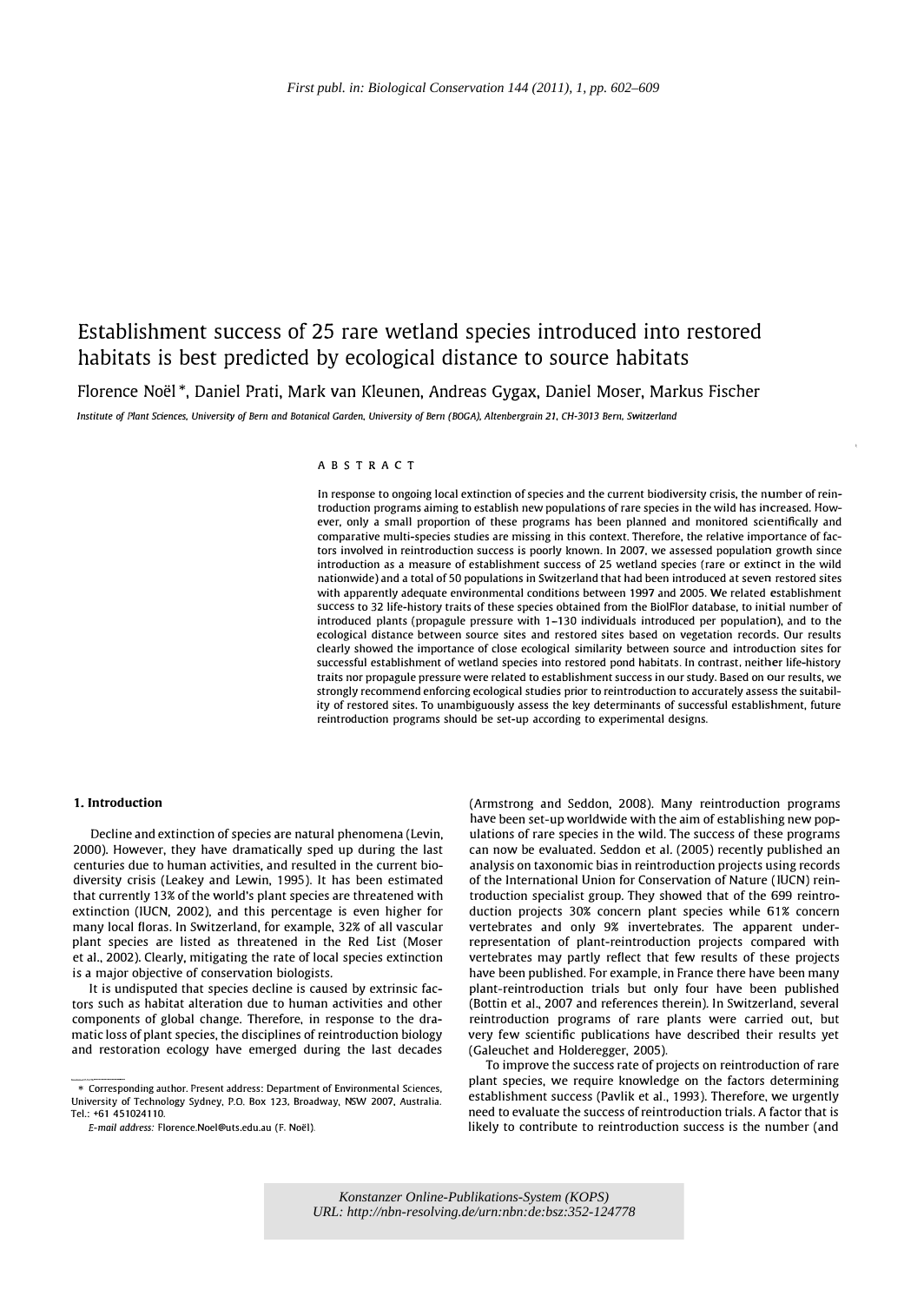First publ. in: Biological Conservation 144 (2011), 1, pp. 602–609

# Establishment success of 25 rare wetland species introduced into restored habitats is best predicted by ecological distance to source habitats

Florence Noël *, Daniel Prati, Mark van Kleunen, Andreas Gygax, Daniel Moser, Markus Fischer

*Institute of Plant Sciences, University of Bern and Botanical Garden, University of Bern (BOGA), Altenbergrain 21, CH-3013 Bern, Switzerland*

## ABSTRACT

In response to ongoing local extinction of species and the current biodiversity crisis, the number of reintroduction programs aiming to establish new populations of rare species in the wild has increased. However, only a small proportion of these programs has been planned and monitored scientifically and comparative multi-species studies are missing in this context. Therefore, the relative importance of factors involved in reintroduction success is poorly known. In 2007, we assessed population growth since introduction as a measure of establishment success of 25 wetland species (rare or extinct in the wild nationwide) and a total of 50 populations in Switzerland that had been introduced at seven restored sites with apparently adequate environmental conditions between 1997 and 2005. We related establishment success to 32 life-history traits of these species obtained from the BiolFlor database, to initial number of introduced plants (propagule pressure with 1–130 individuals introduced per population), and to the ecological distance between source sites and restored sites based on vegetation records. Our results clearly showed the importance of close ecological similarity between source and introduction sites for successful establishment of wetland species into restored pond habitats. In contrast, neither life-history traits nor propagule pressure were related to establishment success in our study. Based on our results, we strongly recommend enforcing ecological studies prior to reintroduction to accurately assess the suitability of restored sites. To unambiguously assess the key determinants of successful establishment, future reintroduction programs should be set-up according to experimental designs.

## 1. Introduction

Decline and extinction of species are natural phenomena (Levin, 2000). However, they have dramatically sped up during the last centuries due to human activities, and resulted in the current biodiversity crisis (Leakey and Lewin, 1995). It has been estimated that currently 13% of the world's plant species are threatened with extinction (IUCN, 2002), and this percentage is even higher for many local floras. In Switzerland, for example, 32% of all vascular plant species are listed as threatened in the Red List (Moser et al., 2002). Clearly, mitigating the rate of local species extinction is a major objective of conservation biologists.

It is undisputed that species decline is caused by extrinsic factors such as habitat alteration due to human activities and other components of global change. Therefore, in response to the dramatic loss of plant species, the disciplines of reintroduction biology and restoration ecology have emerged during the last decades (Armstrong and Seddon, 2008). Many reintroduction programs have been set-up worldwide with the aim of establishing new populations of rare species in the wild. The success of these programs can now be evaluated. Seddon et al. (2005) recently published an analysis on taxonomic bias in reintroduction projects using records of the International Union for Conservation of Nature (IUCN) reintroduction specialist group. They showed that of the 699 reintroduction projects 30% concern plant species while 61% concern vertebrates and only 9% invertebrates. The apparent under-representation of plant-reintroduction projects compared with vertebrates may partly reflect that few results of these projects have been published. For example, in France there have been many plant-reintroduction trials but only four have been published (Bottin et al., 2007 and references therein). In Switzerland, several reintroduction programs of rare plants were carried out, but very few scientific publications have described their results yet (Galeuchet and Holderegger, 2005).

To improve the success rate of projects on reintroduction of rare plant species, we require knowledge on the factors determining establishment success (Pavlik et al., 1993). Therefore, we urgently need to evaluate the success of reintroduction trials. A factor that is likely to contribute to reintroduction success is the number (and

---

* Corresponding author. Present address: Department of Environmental Sciences, University of Technology Sydney, P.O. Box 123, Broadway, NSW 2007, Australia. Tel.: +61 451024110.

*E-mail address:* Florence.Noel@uts.edu.au (F. Noël).

Konstanzer Online-Publikations-System (KOPS)
URL: http://nbn-resolving.de/urn:nbn:de:bsz:352-124778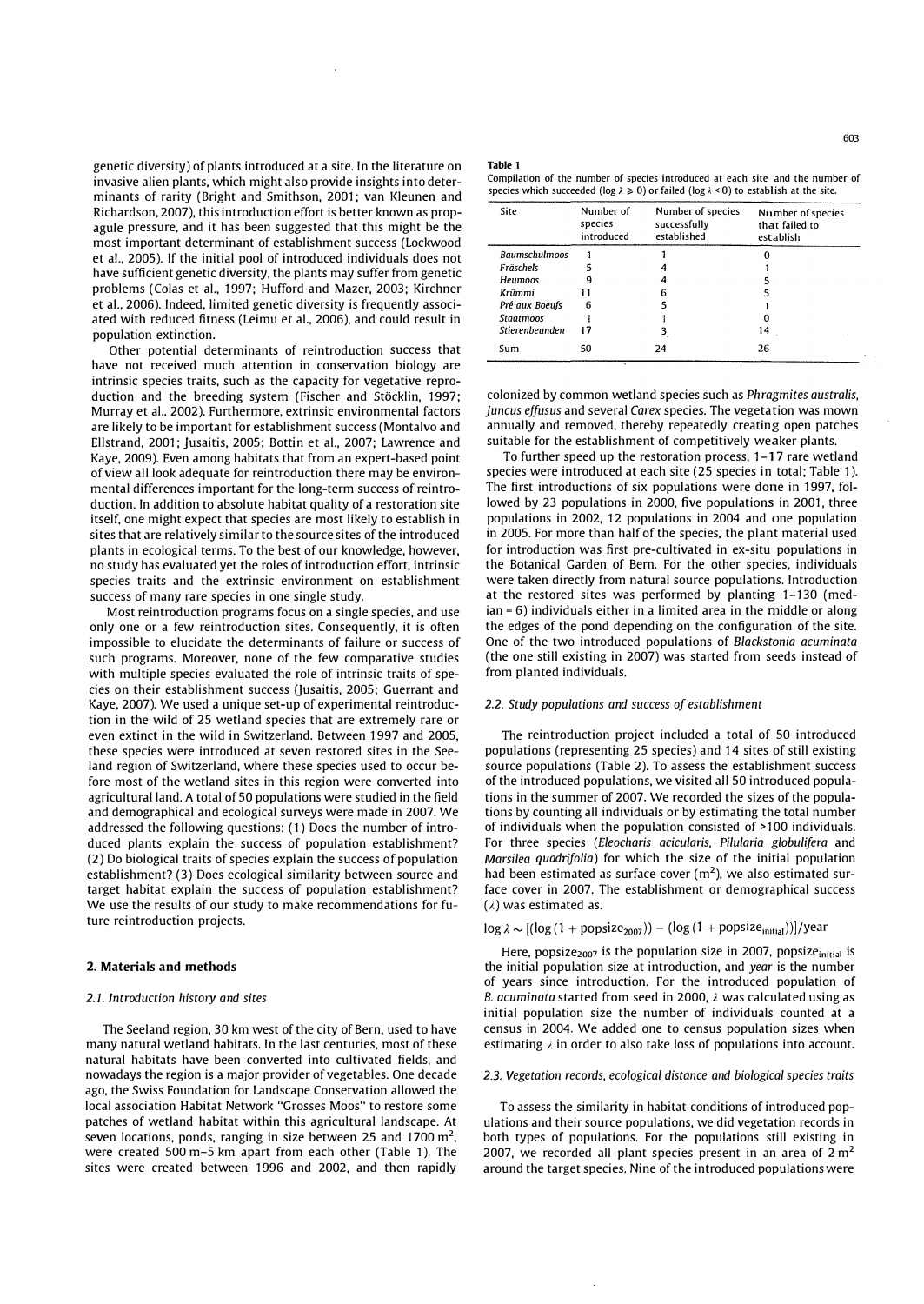genetic diversity) of plants introduced at a site. In the literature on invasive alien plants, which might also provide insights into determinants of rarity (Bright and Smithson, 2001; van Kleunen and Richardson, 2007), this introduction effort is better known as propagule pressure, and it has been suggested that this might be the most important determinant of establishment success (Lockwood et al., 2005). If the initial pool of introduced individuals does not have sufficient genetic diversity, the plants may suffer from genetic problems (Colas et al., 1997; Hufford and Mazer, 2003; Kirchner et al., 2006). Indeed, limited genetic diversity is frequently associated with reduced fitness (Leimu et al., 2006), and could result in population extinction.

Other potential determinants of reintroduction success that have not received much attention in conservation biology are intrinsic species traits, such as the capacity for vegetative reproduction and the breeding system (Fischer and Stöcklin, 1997; Murray et al., 2002). Furthermore, extrinsic environmental factors are likely to be important for establishment success (Montalvo and Ellstrand, 2001; Jusaitis, 2005; Bottin et al., 2007; Lawrence and Kaye, 2009). Even among habitats that from an expert-based point of view all look adequate for reintroduction there may be environmental differences important for the long-term success of reintroduction. In addition to absolute habitat quality of a restoration site itself, one might expect that species are most likely to establish in sites that are relatively similar to the source sites of the introduced plants in ecological terms. To the best of our knowledge, however, no study has evaluated yet the roles of introduction effort, intrinsic species traits and the extrinsic environment on establishment success of many rare species in one single study.

Most reintroduction programs focus on a single species, and use only one or a few reintroduction sites. Consequently, it is often impossible to elucidate the determinants of failure or success of such programs. Moreover, none of the few comparative studies with multiple species evaluated the role of intrinsic traits of species on their establishment success (Jusaitis, 2005; Guerrant and Kaye, 2007). We used a unique set-up of experimental reintroduction in the wild of 25 wetland species that are extremely rare or even extinct in the wild in Switzerland. Between 1997 and 2005, these species were introduced at seven restored sites in the Seeland region of Switzerland, where these species used to occur before most of the wetland sites in this region were converted into agricultural land. A total of 50 populations were studied in the field and demographical and ecological surveys were made in 2007. We addressed the following questions: (1) Does the number of introduced plants explain the success of population establishment? (2) Do biological traits of species explain the success of population establishment? (3) Does ecological similarity between source and target habitat explain the success of population establishment? We use the results of our study to make recommendations for future reintroduction projects.

## 2. Materials and methods

### 2.1. Introduction history and sites

The Seeland region, 30 km west of the city of Bern, used to have many natural wetland habitats. In the last centuries, most of these natural habitats have been converted into cultivated fields, and nowadays the region is a major provider of vegetables. One decade ago, the Swiss Foundation for Landscape Conservation allowed the local association Habitat Network "Grosses Moos" to restore some patches of wetland habitat within this agricultural landscape. At seven locations, ponds, ranging in size between 25 and 1700 m$^2$, were created 500 m–5 km apart from each other (Table 1). The sites were created between 1996 and 2002, and then rapidly colonized by common wetland species such as *Phragmites australis*, *Juncus effusus* and several *Carex* species. The vegetation was mown annually and removed, thereby repeatedly creating open patches suitable for the establishment of competitively weaker plants.

**Table 1**
Compilation of the number of species introduced at each site and the number of species which succeeded ($\log \lambda \geq 0$) or failed ($\log \lambda < 0$) to establish at the site.

| Site | Number of species introduced | Number of species successfully established | Number of species that failed to establish |
|---|---|---|---|
| *Baumschulmoos* | 1 | 1 | 0 |
| *Fräschels* | 5 | 4 | 1 |
| *Heumoos* | 9 | 4 | 5 |
| *Krümmi* | 11 | 6 | 5 |
| *Pré aux Boeufs* | 6 | 5 | 1 |
| *Staatmoos* | 1 | 1 | 0 |
| *Stierenbeunden* | 17 | 3 | 14 |
| Sum | 50 | 24 | 26 |

To further speed up the restoration process, 1–17 rare wetland species were introduced at each site (25 species in total; Table 1). The first introductions of six populations were done in 1997, followed by 23 populations in 2000, five populations in 2001, three populations in 2002, 12 populations in 2004 and one population in 2005. For more than half of the species, the plant material used for introduction was first pre-cultivated in ex-situ populations in the Botanical Garden of Bern. For the other species, individuals were taken directly from natural source populations. Introduction at the restored sites was performed by planting 1–130 (median = 6) individuals either in a limited area in the middle or along the edges of the pond depending on the configuration of the site. One of the two introduced populations of *Blackstonia acuminata* (the one still existing in 2007) was started from seeds instead of from planted individuals.

### 2.2. Study populations and success of establishment

The reintroduction project included a total of 50 introduced populations (representing 25 species) and 14 sites of still existing source populations (Table 2). To assess the establishment success of the introduced populations, we visited all 50 introduced populations in the summer of 2007. We recorded the sizes of the populations by counting all individuals or by estimating the total number of individuals when the population consisted of >100 individuals. For three species (*Eleocharis acicularis*, *Pilularia globulifera* and *Marsilea quadrifolia*) for which the size of the initial population had been estimated as surface cover (m$^2$), we also estimated surface cover in 2007. The establishment or demographical success ($\lambda$) was estimated as.

$$\log \lambda \sim [(\log(1 + \text{popsize}_{2007})) - (\log(1 + \text{popsize}_{\text{initial}}))]/\text{year}$$

Here, $\text{popsize}_{2007}$ is the population size in 2007, $\text{popsize}_{\text{initial}}$ is the initial population size at introduction, and *year* is the number of years since introduction. For the introduced population of *B. acuminata* started from seed in 2000, $\lambda$ was calculated using as initial population size the number of individuals counted at a census in 2004. We added one to census population sizes when estimating $\lambda$ in order to also take loss of populations into account.

### 2.3. Vegetation records, ecological distance and biological species traits

To assess the similarity in habitat conditions of introduced populations and their source populations, we did vegetation records in both types of populations. For the populations still existing in 2007, we recorded all plant species present in an area of 2 m$^2$ around the target species. Nine of the introduced populations were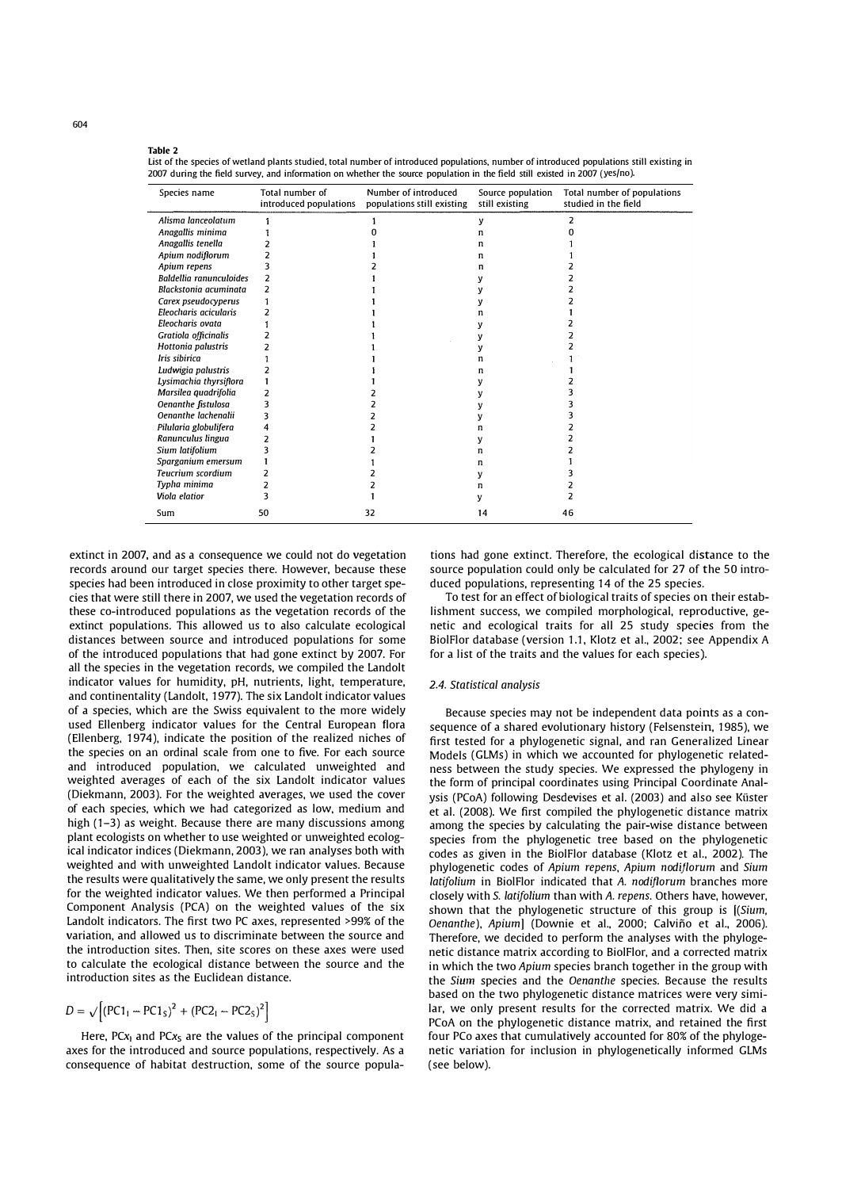**Table 2**
List of the species of wetland plants studied, total number of introduced populations, number of introduced populations still existing in 2007 during the field survey, and information on whether the source population in the field still existed in 2007 (yes/no).

| Species name | Total number of introduced populations | Number of introduced populations still existing | Source population still existing | Total number of populations studied in the field |
|---|---|---|---|---|
| *Alisma lanceolatum* | 1 | 1 | y | 2 |
| *Anagallis minima* | 1 | 0 | n | 0 |
| *Anagallis tenella* | 2 | 1 | n | 1 |
| *Apium nodiflorum* | 2 | 1 | n | 1 |
| *Apium repens* | 3 | 2 | n | 2 |
| *Baldellia ranunculoides* | 2 | 1 | y | 2 |
| *Blackstonia acuminata* | 2 | 1 | y | 2 |
| *Carex pseudocyperus* | 1 | 1 | y | 2 |
| *Eleocharis acicularis* | 2 | 1 | n | 1 |
| *Eleocharis ovata* | 1 | 1 | y | 2 |
| *Gratiola officinalis* | 2 | 1 | y | 2 |
| *Hottonia palustris* | 2 | 1 | y | 2 |
| *Iris sibirica* | 1 | 1 | n | 1 |
| *Ludwigia palustris* | 2 | 1 | n | 1 |
| *Lysimachia thyrsiflora* | 1 | 1 | y | 2 |
| *Marsilea quadrifolia* | 2 | 2 | y | 3 |
| *Oenanthe fistulosa* | 3 | 2 | y | 3 |
| *Oenanthe lachenalii* | 3 | 2 | y | 3 |
| *Pilularia globulifera* | 4 | 2 | n | 2 |
| *Ranunculus lingua* | 2 | 1 | y | 2 |
| *Sium latifolium* | 3 | 2 | n | 2 |
| *Sparganium emersum* | 1 | 1 | n | 1 |
| *Teucrium scordium* | 2 | 2 | y | 3 |
| *Typha minima* | 2 | 2 | n | 2 |
| *Viola elatior* | 3 | 1 | y | 2 |
| Sum | 50 | 32 | 14 | 46 |

extinct in 2007, and as a consequence we could not do vegetation records around our target species there. However, because these species had been introduced in close proximity to other target species that were still there in 2007, we used the vegetation records of these co-introduced populations as the vegetation records of the extinct populations. This allowed us to also calculate ecological distances between source and introduced populations for some of the introduced populations that had gone extinct by 2007. For all the species in the vegetation records, we compiled the Landolt indicator values for humidity, pH, nutrients, light, temperature, and continentality (Landolt, 1977). The six Landolt indicator values of a species, which are the Swiss equivalent to the more widely used Ellenberg indicator values for the Central European flora (Ellenberg, 1974), indicate the position of the realized niches of the species on an ordinal scale from one to five. For each source and introduced population, we calculated unweighted and weighted averages of each of the six Landolt indicator values (Diekmann, 2003). For the weighted averages, we used the cover of each species, which we had categorized as low, medium and high (1–3) as weight. Because there are many discussions among plant ecologists on whether to use weighted or unweighted ecological indicator indices (Diekmann, 2003), we ran analyses both with weighted and with unweighted Landolt indicator values. Because the results were qualitatively the same, we only present the results for the weighted indicator values. We then performed a Principal Component Analysis (PCA) on the weighted values of the six Landolt indicators. The first two PC axes, represented >99% of the variation, and allowed us to discriminate between the source and the introduction sites. Then, site scores on these axes were used to calculate the ecological distance between the source and the introduction sites as the Euclidean distance.

$$D = \sqrt{\left[(PC1_I - PC1_S)^2 + (PC2_I - PC2_S)^2\right]}$$

Here, $PCx_I$ and $PCx_S$ are the values of the principal component axes for the introduced and source populations, respectively. As a consequence of habitat destruction, some of the source populations had gone extinct. Therefore, the ecological distance to the source population could only be calculated for 27 of the 50 introduced populations, representing 14 of the 25 species.

To test for an effect of biological traits of species on their establishment success, we compiled morphological, reproductive, genetic and ecological traits for all 25 study species from the BiolFlor database (version 1.1, Klotz et al., 2002; see Appendix A for a list of the traits and the values for each species).

### 2.4. Statistical analysis

Because species may not be independent data points as a consequence of a shared evolutionary history (Felsenstein, 1985), we first tested for a phylogenetic signal, and ran Generalized Linear Models (GLMs) in which we accounted for phylogenetic relatedness between the study species. We expressed the phylogeny in the form of principal coordinates using Principal Coordinate Analysis (PCoA) following Desdevises et al. (2003) and also see Küster et al. (2008). We first compiled the phylogenetic distance matrix among the species by calculating the pair-wise distance between species from the phylogenetic tree based on the phylogenetic codes as given in the BiolFlor database (Klotz et al., 2002). The phylogenetic codes of *Apium repens*, *Apium nodiflorum* and *Sium latifolium* in BiolFlor indicated that *A. nodiflorum* branches more closely with *S. latifolium* than with *A. repens*. Others have, however, shown that the phylogenetic structure of this group is [(*Sium*, *Oenanthe*), *Apium*] (Downie et al., 2000; Calviño et al., 2006). Therefore, we decided to perform the analyses with the phylogenetic distance matrix according to BiolFlor, and a corrected matrix in which the two *Apium* species branch together in the group with the *Sium* species and the *Oenanthe* species. Because the results based on the two phylogenetic distance matrices were very similar, we only present results for the corrected matrix. We did a PCoA on the phylogenetic distance matrix, and retained the first four PCo axes that cumulatively accounted for 80% of the phylogenetic variation for inclusion in phylogenetically informed GLMs (see below).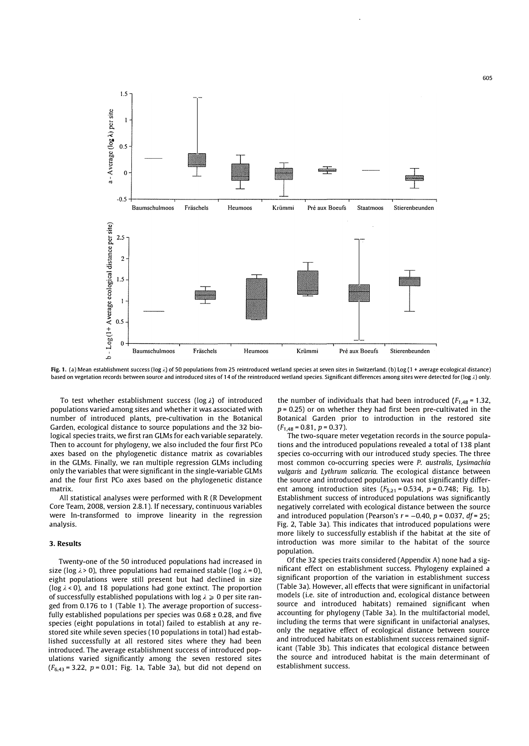**Fig. 1.** (a) Mean establishment success (log $\lambda$) of 50 populations from 25 reintroduced wetland species at seven sites in Switzerland. (b) Log (1 + average ecological distance) based on vegetation records between source and introduced sites of 14 of the reintroduced wetland species. Significant differences among sites were detected for (log $\lambda$) only.

To test whether establishment success (log $\lambda$) of introduced populations varied among sites and whether it was associated with number of introduced plants, pre-cultivation in the Botanical Garden, ecological distance to source populations and the 32 biological species traits, we first ran GLMs for each variable separately. Then to account for phylogeny, we also included the four first PCo axes based on the phylogenetic distance matrix as covariables in the GLMs. Finally, we ran multiple regression GLMs including only the variables that were significant in the single-variable GLMs and the four first PCo axes based on the phylogenetic distance matrix.

All statistical analyses were performed with R (R Development Core Team, 2008, version 2.8.1). If necessary, continuous variables were ln-transformed to improve linearity in the regression analysis.

## 3. Results

Twenty-one of the 50 introduced populations had increased in size (log $\lambda > 0$), three populations had remained stable (log $\lambda = 0$), eight populations were still present but had declined in size (log $\lambda < 0$), and 18 populations had gone extinct. The proportion of successfully established populations with log $\lambda \geqslant 0$ per site ranged from 0.176 to 1 (Table 1). The average proportion of successfully established populations per species was $0.68 \pm 0.28$, and five species (eight populations in total) failed to establish at any restored site while seven species (10 populations in total) had established successfully at all restored sites where they had been introduced. The average establishment success of introduced populations varied significantly among the seven restored sites ($F_{6,43} = 3.22$, $p = 0.01$; Fig. 1a, Table 3a), but did not depend on the number of individuals that had been introduced ($F_{1,48} = 1.32$, $p = 0.25$) or on whether they had first been pre-cultivated in the Botanical Garden prior to introduction in the restored site ($F_{1,48} = 0.81$, $p = 0.37$).

The two-square meter vegetation records in the source populations and the introduced populations revealed a total of 138 plant species co-occurring with our introduced study species. The three most common co-occurring species were *P. australis*, *Lysimachia vulgaris* and *Lythrum salicaria*. The ecological distance between the source and introduced population was not significantly different among introduction sites ($F_{5,21} = 0.534$, $p = 0.748$; Fig. 1b). Establishment success of introduced populations was significantly negatively correlated with ecological distance between the source and introduced population (Pearson's $r = -0.40$, $p = 0.037$, $df = 25$; Fig. 2, Table 3a). This indicates that introduced populations were more likely to successfully establish if the habitat at the site of introduction was more similar to the habitat of the source population.

Of the 32 species traits considered (Appendix A) none had a significant effect on establishment success. Phylogeny explained a significant proportion of the variation in establishment success (Table 3a). However, all effects that were significant in unifactorial models (i.e. site of introduction and, ecological distance between source and introduced habitats) remained significant when accounting for phylogeny (Table 3a). In the multifactorial model, including the terms that were significant in unifactorial analyses, only the negative effect of ecological distance between source and introduced habitats on establishment success remained significant (Table 3b). This indicates that ecological distance between the source and introduced habitat is the main determinant of establishment success.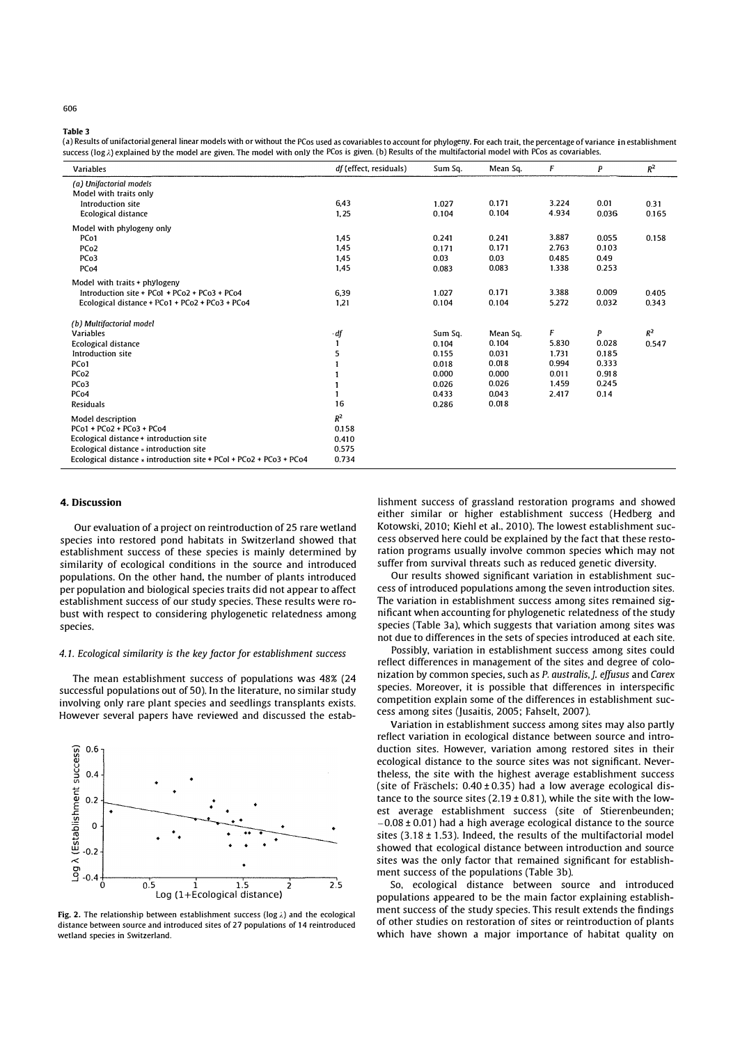**Table 3**

(a) Results of unifactorial general linear models with or without the PCos used as covariables to account for phylogeny. For each trait, the percentage of variance in establishment success (log λ) explained by the model are given. The model with only the PCos is given. (b) Results of the multifactorial model with PCos as covariables.

| Variables | df (effect, residuals) | Sum Sq. | Mean Sq. | F | P | $R^2$ |
|---|---|---|---|---|---|---|
| *(a) Unifactorial models* | | | | | | |
| Model with traits only | | | | | | |
| Introduction site | 6,43 | 1.027 | 0.171 | 3.224 | 0.01 | 0.31 |
| Ecological distance | 1, 25 | 0.104 | 0.104 | 4.934 | 0.036 | 0.165 |
| Model with phylogeny only | | | | | | |
| PCo1 | 1,45 | 0.241 | 0.241 | 3.887 | 0.055 | 0.158 |
| PCo2 | 1,45 | 0.171 | 0.171 | 2.763 | 0.103 | |
| PCo3 | 1,45 | 0.03 | 0.03 | 0.485 | 0.49 | |
| PCo4 | 1,45 | 0.083 | 0.083 | 1.338 | 0.253 | |
| Model with traits + phylogeny | | | | | | |
| Introduction site + PCo1 + PCo2 + PCo3 + PCo4 | 6,39 | 1.027 | 0.171 | 3.388 | 0.009 | 0.405 |
| Ecological distance + PCo1 + PCo2 + PCo3 + PCo4 | 1,21 | 0.104 | 0.104 | 5.272 | 0.032 | 0.343 |
| *(b) Multifactorial model* | | | | | | |
| Variables | df | Sum Sq. | Mean Sq. | F | P | $R^2$ |
| Ecological distance | 1 | 0.104 | 0.104 | 5.830 | 0.028 | 0.547 |
| Introduction site | 5 | 0.155 | 0.031 | 1.731 | 0.185 | |
| PCo1 | 1 | 0.018 | 0.018 | 0.994 | 0.333 | |
| PCo2 | 1 | 0.000 | 0.000 | 0.011 | 0.918 | |
| PCo3 | 1 | 0.026 | 0.026 | 1.459 | 0.245 | |
| PCo4 | 1 | 0.433 | 0.043 | 2.417 | 0.14 | |
| Residuals | 16 | 0.286 | 0.018 | | | |
| Model description | $R^2$ | | | | | |
| PCo1 + PCo2 + PCo3 + PCo4 | 0.158 | | | | | |
| Ecological distance + introduction site | 0.410 | | | | | |
| Ecological distance * introduction site | 0.575 | | | | | |
| Ecological distance * introduction site + PCo1 + PCo2 + PCo3 + PCo4 | 0.734 | | | | | |

## 4. Discussion

Our evaluation of a project on reintroduction of 25 rare wetland species into restored pond habitats in Switzerland showed that establishment success of these species is mainly determined by similarity of ecological conditions in the source and introduced populations. On the other hand, the number of plants introduced per population and biological species traits did not appear to affect establishment success of our study species. These results were robust with respect to considering phylogenetic relatedness among species.

### 4.1. Ecological similarity is the key factor for establishment success

The mean establishment success of populations was 48% (24 successful populations out of 50). In the literature, no similar study involving only rare plant species and seedlings transplants exists. However several papers have reviewed and discussed the establishment success of grassland restoration programs and showed either similar or higher establishment success (Hedberg and Kotowski, 2010; Kiehl et al., 2010). The lowest establishment success observed here could be explained by the fact that these restoration programs usually involve common species which may not suffer from survival threats such as reduced genetic diversity.

**Fig. 2.** The relationship between establishment success (log λ) and the ecological distance between source and introduced sites of 27 populations of 14 reintroduced wetland species in Switzerland.

Our results showed significant variation in establishment success of introduced populations among the seven introduction sites. The variation in establishment success among sites remained significant when accounting for phylogenetic relatedness of the study species (Table 3a), which suggests that variation among sites was not due to differences in the sets of species introduced at each site.

Possibly, variation in establishment success among sites could reflect differences in management of the sites and degree of colonization by common species, such as *P. australis*, *J. effusus* and *Carex* species. Moreover, it is possible that differences in interspecific competition explain some of the differences in establishment success among sites (Jusaitis, 2005; Fahselt, 2007).

Variation in establishment success among sites may also partly reflect variation in ecological distance between source and introduction sites. However, variation among restored sites in their ecological distance to the source sites was not significant. Nevertheless, the site with the highest average establishment success (site of Fräschels; $0.40 \pm 0.35$) had a low average ecological distance to the source sites ($2.19 \pm 0.81$), while the site with the lowest average establishment success (site of Stierenbeunden; $-0.08 \pm 0.01$) had a high average ecological distance to the source sites ($3.18 \pm 1.53$). Indeed, the results of the multifactorial model showed that ecological distance between introduction and source sites was the only factor that remained significant for establishment success of the populations (Table 3b).

So, ecological distance between source and introduced populations appeared to be the main factor explaining establishment success of the study species. This result extends the findings of other studies on restoration of sites or reintroduction of plants which have shown a major importance of habitat quality on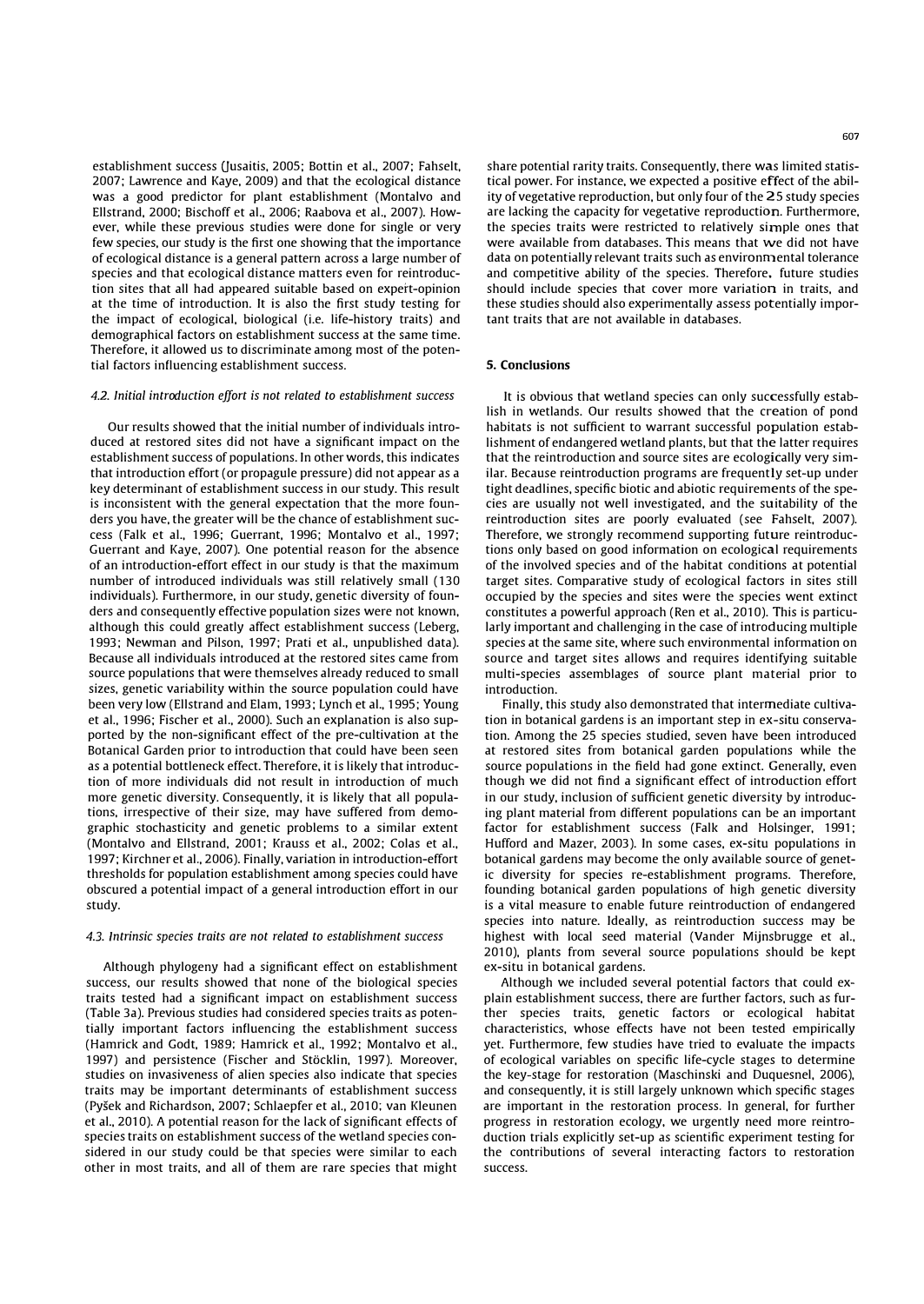establishment success (Jusaitis, 2005; Bottin et al., 2007; Fahselt, 2007; Lawrence and Kaye, 2009) and that the ecological distance was a good predictor for plant establishment (Montalvo and Ellstrand, 2000; Bischoff et al., 2006; Raabova et al., 2007). However, while these previous studies were done for single or very few species, our study is the first one showing that the importance of ecological distance is a general pattern across a large number of species and that ecological distance matters even for reintroduction sites that all had appeared suitable based on expert-opinion at the time of introduction. It is also the first study testing for the impact of ecological, biological (i.e. life-history traits) and demographical factors on establishment success at the same time. Therefore, it allowed us to discriminate among most of the potential factors influencing establishment success.

### 4.2. Initial introduction effort is not related to establishment success

Our results showed that the initial number of individuals introduced at restored sites did not have a significant impact on the establishment success of populations. In other words, this indicates that introduction effort (or propagule pressure) did not appear as a key determinant of establishment success in our study. This result is inconsistent with the general expectation that the more founders you have, the greater will be the chance of establishment success (Falk et al., 1996; Guerrant, 1996; Montalvo et al., 1997; Guerrant and Kaye, 2007). One potential reason for the absence of an introduction-effort effect in our study is that the maximum number of introduced individuals was still relatively small (130 individuals). Furthermore, in our study, genetic diversity of founders and consequently effective population sizes were not known, although this could greatly affect establishment success (Leberg, 1993; Newman and Pilson, 1997; Prati et al., unpublished data). Because all individuals introduced at the restored sites came from source populations that were themselves already reduced to small sizes, genetic variability within the source population could have been very low (Ellstrand and Elam, 1993; Lynch et al., 1995; Young et al., 1996; Fischer et al., 2000). Such an explanation is also supported by the non-significant effect of the pre-cultivation at the Botanical Garden prior to introduction that could have been seen as a potential bottleneck effect. Therefore, it is likely that introduction of more individuals did not result in introduction of much more genetic diversity. Consequently, it is likely that all populations, irrespective of their size, may have suffered from demographic stochasticity and genetic problems to a similar extent (Montalvo and Ellstrand, 2001; Krauss et al., 2002; Colas et al., 1997; Kirchner et al., 2006). Finally, variation in introduction-effort thresholds for population establishment among species could have obscured a potential impact of a general introduction effort in our study.

### 4.3. Intrinsic species traits are not related to establishment success

Although phylogeny had a significant effect on establishment success, our results showed that none of the biological species traits tested had a significant impact on establishment success (Table 3a). Previous studies had considered species traits as potentially important factors influencing the establishment success (Hamrick and Godt, 1989; Hamrick et al., 1992; Montalvo et al., 1997) and persistence (Fischer and Stöcklin, 1997). Moreover, studies on invasiveness of alien species also indicate that species traits may be important determinants of establishment success (Pyšek and Richardson, 2007; Schlaepfer et al., 2010; van Kleunen et al., 2010). A potential reason for the lack of significant effects of species traits on establishment success of the wetland species considered in our study could be that species were similar to each other in most traits, and all of them are rare species that might share potential rarity traits. Consequently, there was limited statistical power. For instance, we expected a positive effect of the ability of vegetative reproduction, but only four of the 25 study species are lacking the capacity for vegetative reproduction. Furthermore, the species traits were restricted to relatively simple ones that were available from databases. This means that we did not have data on potentially relevant traits such as environmental tolerance and competitive ability of the species. Therefore, future studies should include species that cover more variation in traits, and these studies should also experimentally assess potentially important traits that are not available in databases.

## 5. Conclusions

It is obvious that wetland species can only successfully establish in wetlands. Our results showed that the creation of pond habitats is not sufficient to warrant successful population establishment of endangered wetland plants, but that the latter requires that the reintroduction and source sites are ecologically very similar. Because reintroduction programs are frequently set-up under tight deadlines, specific biotic and abiotic requirements of the species are usually not well investigated, and the suitability of the reintroduction sites are poorly evaluated (see Fahselt, 2007). Therefore, we strongly recommend supporting future reintroductions only based on good information on ecological requirements of the involved species and of the habitat conditions at potential target sites. Comparative study of ecological factors in sites still occupied by the species and sites were the species went extinct constitutes a powerful approach (Ren et al., 2010). This is particularly important and challenging in the case of introducing multiple species at the same site, where such environmental information on source and target sites allows and requires identifying suitable multi-species assemblages of source plant material prior to introduction.

Finally, this study also demonstrated that intermediate cultivation in botanical gardens is an important step in ex-situ conservation. Among the 25 species studied, seven have been introduced at restored sites from botanical garden populations while the source populations in the field had gone extinct. Generally, even though we did not find a significant effect of introduction effort in our study, inclusion of sufficient genetic diversity by introducing plant material from different populations can be an important factor for establishment success (Falk and Holsinger, 1991; Hufford and Mazer, 2003). In some cases, ex-situ populations in botanical gardens may become the only available source of genetic diversity for species re-establishment programs. Therefore, founding botanical garden populations of high genetic diversity is a vital measure to enable future reintroduction of endangered species into nature. Ideally, as reintroduction success may be highest with local seed material (Vander Mijnsbrugge et al., 2010), plants from several source populations should be kept ex-situ in botanical gardens.

Although we included several potential factors that could explain establishment success, there are further factors, such as further species traits, genetic factors or ecological habitat characteristics, whose effects have not been tested empirically yet. Furthermore, few studies have tried to evaluate the impacts of ecological variables on specific life-cycle stages to determine the key-stage for restoration (Maschinski and Duquesnel, 2006), and consequently, it is still largely unknown which specific stages are important in the restoration process. In general, for further progress in restoration ecology, we urgently need more reintroduction trials explicitly set-up as scientific experiment testing for the contributions of several interacting factors to restoration success.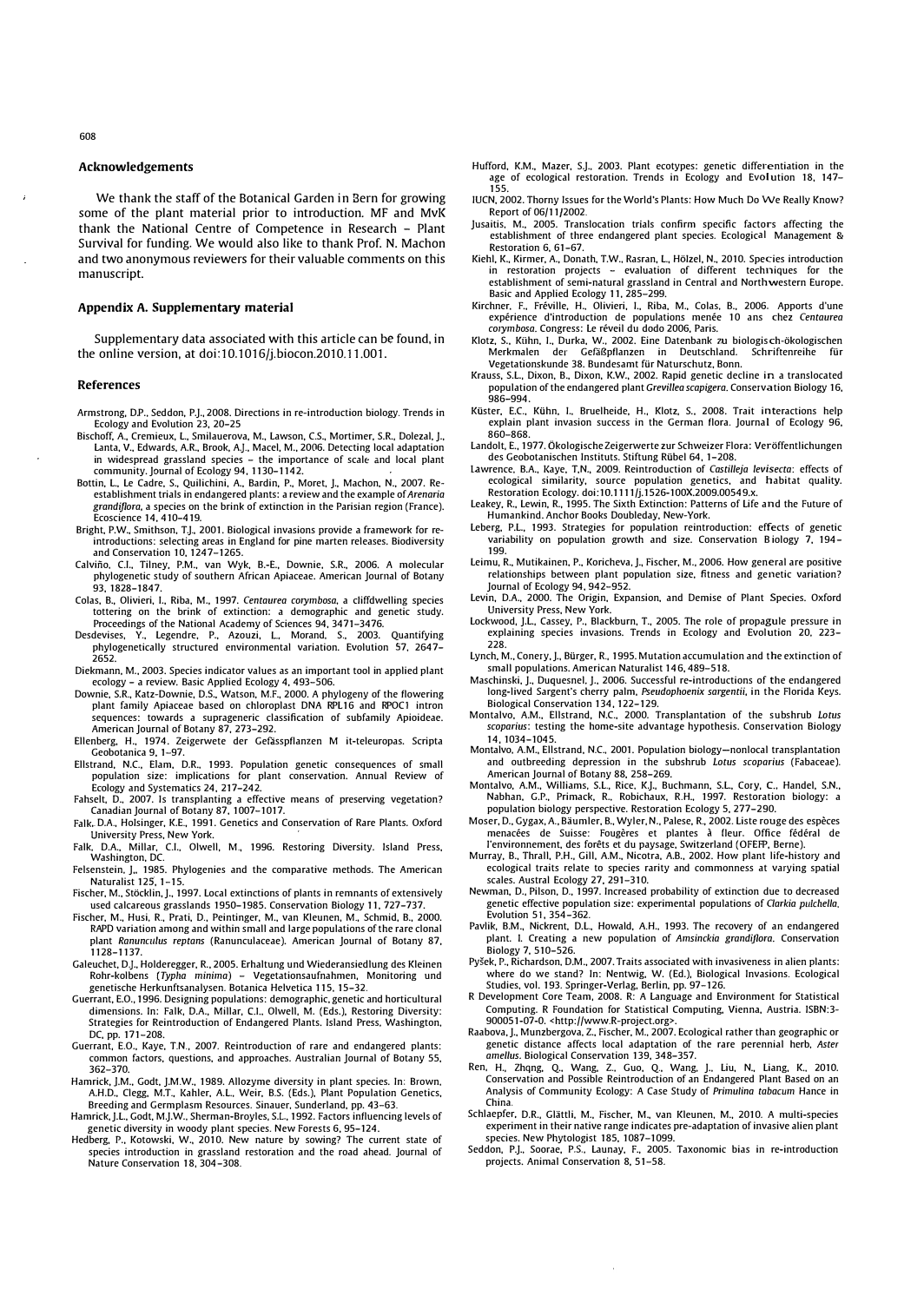## Acknowledgements

We thank the staff of the Botanical Garden in Bern for growing some of the plant material prior to introduction. MF and MvK thank the National Centre of Competence in Research – Plant Survival for funding. We would also like to thank Prof. N. Machon and two anonymous reviewers for their valuable comments on this manuscript.

## Appendix A. Supplementary material

Supplementary data associated with this article can be found, in the online version, at doi:10.1016/j.biocon.2010.11.001.

## References

Armstrong, D.P., Seddon, P.J., 2008. Directions in re-introduction biology. Trends in Ecology and Evolution 23, 20–25

Bischoff, A., Cremieux, L., Smilauerova, M., Lawson, C.S., Mortimer, S.R., Dolezal, J., Lanta, V., Edwards, A.R., Brook, A.J., Macel, M., 2006. Detecting local adaptation in widespread grassland species – the importance of scale and local plant community. Journal of Ecology 94, 1130–1142.

Bottin, L., Le Cadre, S., Quilichini, A., Bardin, P., Moret, J., Machon, N., 2007. Re-establishment trials in endangered plants: a review and the example of *Arenaria grandiflora*, a species on the brink of extinction in the Parisian region (France). Ecoscience 14, 410–419.

Bright, P.W., Smithson, T.J., 2001. Biological invasions provide a framework for re-introductions: selecting areas in England for pine marten releases. Biodiversity and Conservation 10, 1247–1265.

Calviño, C.I., Tilney, P.M., van Wyk, B.-E., Downie, S.R., 2006. A molecular phylogenetic study of southern African Apiaceae. American Journal of Botany 93, 1828–1847.

Colas, B., Olivieri, I., Riba, M., 1997. *Centaurea corymbosa*, a cliffdwelling species tottering on the brink of extinction: a demographic and genetic study. Proceedings of the National Academy of Sciences 94, 3471–3476.

Desdevises, Y., Legendre, P., Azouzi, L., Morand, S., 2003. Quantifying phylogenetically structured environmental variation. Evolution 57, 2647–2652.

Diekmann, M., 2003. Species indicator values as an important tool in applied plant ecology – a review. Basic Applied Ecology 4, 493–506.

Downie, S.R., Katz-Downie, D.S., Watson, M.F., 2000. A phylogeny of the flowering plant family Apiaceae based on chloroplast DNA RPL16 and RPOC1 intron sequences: towards a suprageneric classification of subfamily Apioideae. American Journal of Botany 87, 273–292.

Ellenberg, H., 1974. Zeigerwete der Gefässpflanzen M it-teleuropas. Scripta Geobotanica 9, 1–97.

Ellstrand, N.C., Elam, D.R., 1993. Population genetic consequences of small population size: implications for plant conservation. Annual Review of Ecology and Systematics 24, 217–242.

Fahselt, D., 2007. Is transplanting a effective means of preserving vegetation? Canadian Journal of Botany 87, 1007–1017.

Falk, D.A., Holsinger, K.E., 1991. Genetics and Conservation of Rare Plants. Oxford University Press, New York.

Falk, D.A., Millar, C.I., Olwell, M., 1996. Restoring Diversity. Island Press, Washington, DC.

Felsenstein, J., 1985. Phylogenies and the comparative methods. The American Naturalist 125, 1–15.

Fischer, M., Stöcklin, J., 1997. Local extinctions of plants in remnants of extensively used calcareous grasslands 1950–1985. Conservation Biology 11, 727–737.

Fischer, M., Husi, R., Prati, D., Peintinger, M., van Kleunen, M., Schmid, B., 2000. RAPD variation among and within small and large populations of the rare clonal plant *Ranunculus reptans* (Ranunculaceae). American Journal of Botany 87, 1128–1137.

Galeuchet, D.J., Holderegger, R., 2005. Erhaltung und Wiederansiedlung des Kleinen Rohr-kolbens (*Typha minima*) – Vegetationsaufnahmen, Monitoring und genetische Herkunftsanalysen. Botanica Helvetica 115, 15–32.

Guerrant, E.O., 1996. Designing populations: demographic, genetic and horticultural dimensions. In: Falk, D.A., Millar, C.I., Olwell, M. (Eds.), Restoring Diversity: Strategies for Reintroduction of Endangered Plants. Island Press, Washington, DC, pp. 171–208.

Guerrant, E.O., Kaye, T.N., 2007. Reintroduction of rare and endangered plants: common factors, questions, and approaches. Australian Journal of Botany 55, 362–370.

Hamrick, J.M., Godt, J.M.W., 1989. Allozyme diversity in plant species. In: Brown, A.H.D., Clegg, M.T., Kahler, A.L., Weir, B.S. (Eds.), Plant Population Genetics, Breeding and Germplasm Resources. Sinauer, Sunderland, pp. 43–63.

Hamrick, J.L., Godt, M.J.W., Sherman-Broyles, S.L., 1992. Factors influencing levels of genetic diversity in woody plant species. New Forests 6, 95–124.

Hedberg, P., Kotowski, W., 2010. New nature by sowing? The current state of species introduction in grassland restoration and the road ahead. Journal of Nature Conservation 18, 304–308.

Hufford, K.M., Mazer, S.J., 2003. Plant ecotypes: genetic differentiation in the age of ecological restoration. Trends in Ecology and Evolution 18, 147–155.

IUCN, 2002. Thorny Issues for the World's Plants: How Much Do We Really Know? Report of 06/11/2002.

Jusaitis, M., 2005. Translocation trials confirm specific factors affecting the establishment of three endangered plant species. Ecological Management & Restoration 6, 61–67.

Kiehl, K., Kirmer, A., Donath, T.W., Rasran, L., Hölzel, N., 2010. Species introduction in restoration projects – evaluation of different techniques for the establishment of semi-natural grassland in Central and Northwestern Europe. Basic and Applied Ecology 11, 285–299.

Kirchner, F., Fréville, H., Olivieri, I., Riba, M., Colas, B., 2006. Apports d'une expérience d'introduction de populations menée 10 ans chez *Centaurea corymbosa*. Congress: Le réveil du dodo 2006, Paris.

Klotz, S., Kühn, I., Durka, W., 2002. Eine Datenbank zu biologisch-ökologischen Merkmalen der Gefäßpflanzen in Deutschland. Schriftenreihe für Vegetationskunde 38. Bundesamt für Naturschutz, Bonn.

Krauss, S.L., Dixon, B., Dixon, K.W., 2002. Rapid genetic decline in a translocated population of the endangered plant *Grevillea scapigera*. Conservation Biology 16, 986–994.

Küster, E.C., Kühn, I., Bruelheide, H., Klotz, S., 2008. Trait interactions help explain plant invasion success in the German flora. Journal of Ecology 96, 860–868.

Landolt, E., 1977. Ökologische Zeigerwerte zur Schweizer Flora: Veröffentlichungen des Geobotanischen Instituts. Stiftung Rübel 64, 1–208.

Lawrence, B.A., Kaye, T.N., 2009. Reintroduction of *Castilleja levisecta*: effects of ecological similarity, source population genetics, and habitat quality. Restoration Ecology. doi:10.1111/j.1526-100X.2009.00549.x.

Leakey, R., Lewin, R., 1995. The Sixth Extinction: Patterns of Life and the Future of Humankind. Anchor Books Doubleday, New-York.

Leberg, P.L., 1993. Strategies for population reintroduction: effects of genetic variability on population growth and size. Conservation Biology 7, 194–199.

Leimu, R., Mutikainen, P., Koricheva, J., Fischer, M., 2006. How general are positive relationships between plant population size, fitness and genetic variation? Journal of Ecology 94, 942–952.

Levin, D.A., 2000. The Origin, Expansion, and Demise of Plant Species. Oxford University Press, New York.

Lockwood, J.L., Cassey, P., Blackburn, T., 2005. The role of propagule pressure in explaining species invasions. Trends in Ecology and Evolution 20, 223–228.

Lynch, M., Conery, J., Bürger, R., 1995. Mutation accumulation and the extinction of small populations. American Naturalist 146, 489–518.

Maschinski, J., Duquesnel, J., 2006. Successful re-introductions of the endangered long-lived Sargent's cherry palm, *Pseudophoenix sargentii*, in the Florida Keys. Biological Conservation 134, 122–129.

Montalvo, A.M., Ellstrand, N.C., 2000. Transplantation of the subshrub *Lotus scoparius*: testing the home-site advantage hypothesis. Conservation Biology 14, 1034–1045.

Montalvo, A.M., Ellstrand, N.C., 2001. Population biology—nonlocal transplantation and outbreeding depression in the subshrub *Lotus scoparius* (Fabaceae). American Journal of Botany 88, 258–269.

Montalvo, A.M., Williams, S.L., Rice, K.J., Buchmann, S.L., Cory, C., Handel, S.N., Nabhan, G.P., Primack, R., Robichaux, R.H., 1997. Restoration biology: a population biology perspective. Restoration Ecology 5, 277–290.

Moser, D., Gygax, A., Bäumler, B., Wyler, N., Palese, R., 2002. Liste rouge des espèces menacées de Suisse: Fougères et plantes à fleur. Office fédéral de l'environnement, des forêts et du paysage, Switzerland (OFEFP, Berne).

Murray, B., Thrall, P.H., Gill, A.M., Nicotra, A.B., 2002. How plant life-history and ecological traits relate to species rarity and commonness at varying spatial scales. Austral Ecology 27, 291–310.

Newman, D., Pilson, D., 1997. Increased probability of extinction due to decreased genetic effective population size: experimental populations of *Clarkia pulchella*. Evolution 51, 354–362.

Pavlik, B.M., Nickrent, D.L., Howald, A.H., 1993. The recovery of an endangered plant. I. Creating a new population of *Amsinckia grandiflora*. Conservation Biology 7, 510–526.

Pyšek, P., Richardson, D.M., 2007. Traits associated with invasiveness in alien plants: where do we stand? In: Nentwig, W. (Ed.), Biological Invasions. Ecological Studies, vol. 193. Springer-Verlag, Berlin, pp. 97–126.

R Development Core Team, 2008. R: A Language and Environment for Statistical Computing. R Foundation for Statistical Computing, Vienna, Austria. ISBN:3-900051-07-0. <http://www.R-project.org>.

Raabova, J., Munzbergova, Z., Fischer, M., 2007. Ecological rather than geographic or genetic distance affects local adaptation of the rare perennial herb, *Aster amellus*. Biological Conservation 139, 348–357.

Ren, H., Zhqng, Q., Wang, Z., Guo, Q., Wang, J., Liu, N., Liang, K., 2010. Conservation and Possible Reintroduction of an Endangered Plant Based on an Analysis of Community Ecology: A Case Study of *Primulina tabacum* Hance in China.

Schlaepfer, D.R., Glättli, M., Fischer, M., van Kleunen, M., 2010. A multi-species experiment in their native range indicates pre-adaptation of invasive alien plant species. New Phytologist 185, 1087–1099.

Seddon, P.J., Soorae, P.S., Launay, F., 2005. Taxonomic bias in re-introduction projects. Animal Conservation 8, 51–58.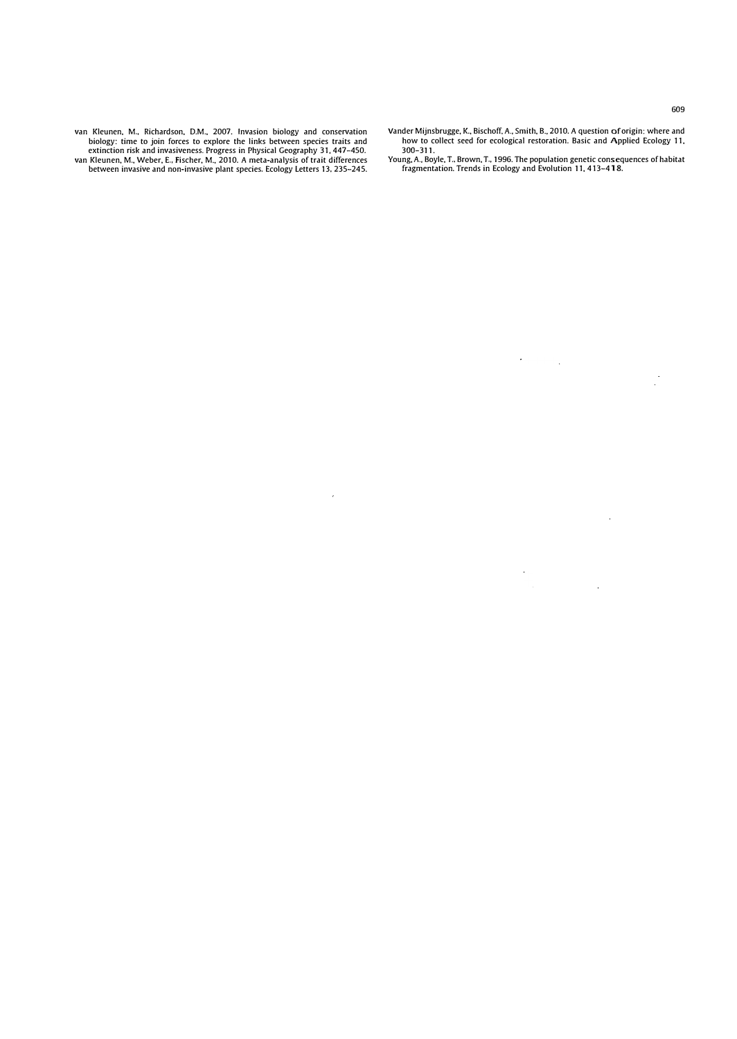van Kleunen, M., Richardson, D.M., 2007. Invasion biology and conservation biology: time to join forces to explore the links between species traits and extinction risk and invasiveness. Progress in Physical Geography 31, 447–450.

van Kleunen, M., Weber, E., Fischer, M., 2010. A meta-analysis of trait differences between invasive and non-invasive plant species. Ecology Letters 13, 235–245.

Vander Mijnsbrugge, K., Bischoff, A., Smith, B., 2010. A question of origin: where and how to collect seed for ecological restoration. Basic and Applied Ecology 11, 300–311.

Young, A., Boyle, T., Brown, T., 1996. The population genetic consequences of habitat fragmentation. Trends in Ecology and Evolution 11, 413–418.